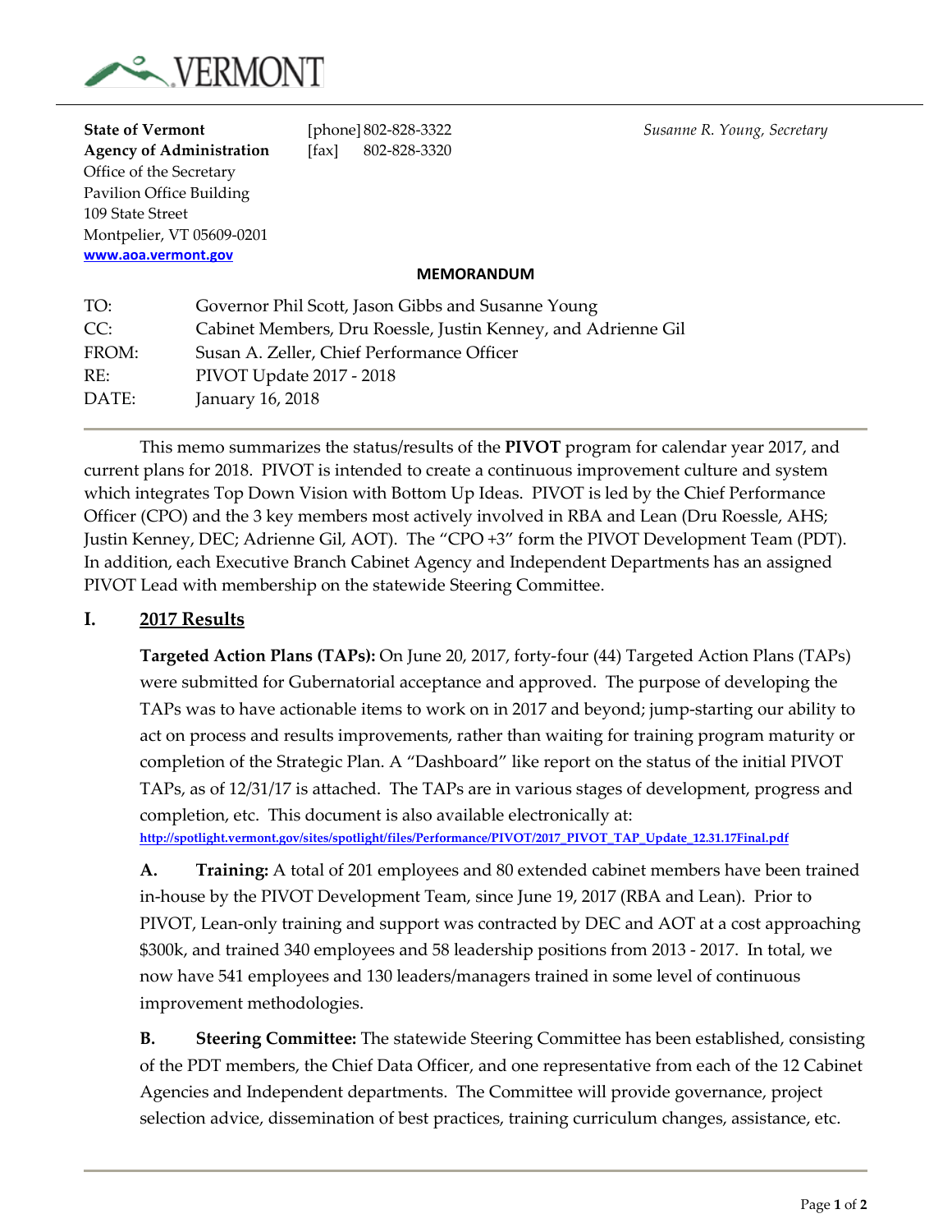VERMONT

**State of Vermont** [phone] 802-828-3322 *Susanne R. Young, Secretary*
**Agency of Administration** [fax] 802-828-3320
Office of the Secretary
Pavilion Office Building
109 State Street
Montpelier, VT 05609-0201
www.aoa.vermont.gov

**MEMORANDUM**

| | |
|---|---|
| TO: | Governor Phil Scott, Jason Gibbs and Susanne Young |
| CC: | Cabinet Members, Dru Roessle, Justin Kenney, and Adrienne Gil |
| FROM: | Susan A. Zeller, Chief Performance Officer |
| RE: | PIVOT Update 2017 - 2018 |
| DATE: | January 16, 2018 |

This memo summarizes the status/results of the **PIVOT** program for calendar year 2017, and current plans for 2018. PIVOT is intended to create a continuous improvement culture and system which integrates Top Down Vision with Bottom Up Ideas. PIVOT is led by the Chief Performance Officer (CPO) and the 3 key members most actively involved in RBA and Lean (Dru Roessle, AHS; Justin Kenney, DEC; Adrienne Gil, AOT). The "CPO +3" form the PIVOT Development Team (PDT). In addition, each Executive Branch Cabinet Agency and Independent Departments has an assigned PIVOT Lead with membership on the statewide Steering Committee.

## I. 2017 Results

**Targeted Action Plans (TAPs):** On June 20, 2017, forty-four (44) Targeted Action Plans (TAPs) were submitted for Gubernatorial acceptance and approved. The purpose of developing the TAPs was to have actionable items to work on in 2017 and beyond; jump-starting our ability to act on process and results improvements, rather than waiting for training program maturity or completion of the Strategic Plan. A "Dashboard" like report on the status of the initial PIVOT TAPs, as of 12/31/17 is attached. The TAPs are in various stages of development, progress and completion, etc. This document is also available electronically at: http://spotlight.vermont.gov/sites/spotlight/files/Performance/PIVOT/2017_PIVOT_TAP_Update_12.31.17Final.pdf

**A. Training:** A total of 201 employees and 80 extended cabinet members have been trained in-house by the PIVOT Development Team, since June 19, 2017 (RBA and Lean). Prior to PIVOT, Lean-only training and support was contracted by DEC and AOT at a cost approaching $300k, and trained 340 employees and 58 leadership positions from 2013 - 2017. In total, we now have 541 employees and 130 leaders/managers trained in some level of continuous improvement methodologies.

**B. Steering Committee:** The statewide Steering Committee has been established, consisting of the PDT members, the Chief Data Officer, and one representative from each of the 12 Cabinet Agencies and Independent departments. The Committee will provide governance, project selection advice, dissemination of best practices, training curriculum changes, assistance, etc.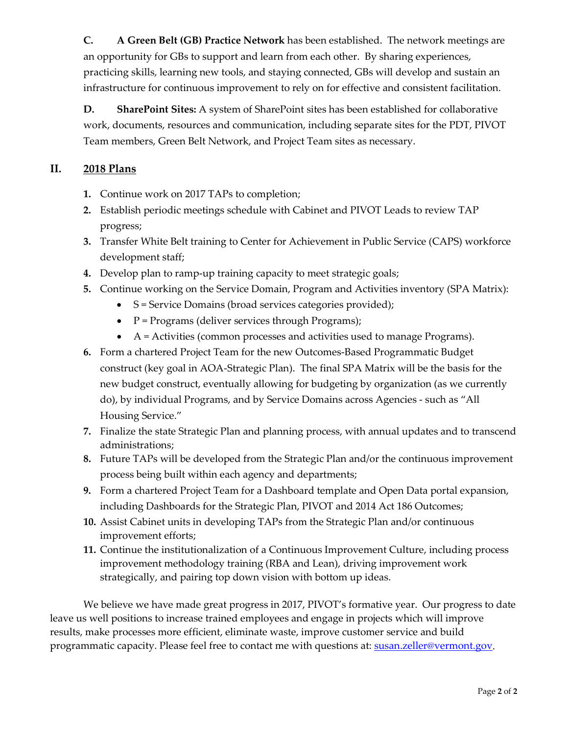**C. A Green Belt (GB) Practice Network** has been established. The network meetings are an opportunity for GBs to support and learn from each other. By sharing experiences, practicing skills, learning new tools, and staying connected, GBs will develop and sustain an infrastructure for continuous improvement to rely on for effective and consistent facilitation.

**D. SharePoint Sites:** A system of SharePoint sites has been established for collaborative work, documents, resources and communication, including separate sites for the PDT, PIVOT Team members, Green Belt Network, and Project Team sites as necessary.

## II. 2018 Plans

1. Continue work on 2017 TAPs to completion;
2. Establish periodic meetings schedule with Cabinet and PIVOT Leads to review TAP progress;
3. Transfer White Belt training to Center for Achievement in Public Service (CAPS) workforce development staff;
4. Develop plan to ramp-up training capacity to meet strategic goals;
5. Continue working on the Service Domain, Program and Activities inventory (SPA Matrix):
   - S = Service Domains (broad services categories provided);
   - P = Programs (deliver services through Programs);
   - A = Activities (common processes and activities used to manage Programs).
6. Form a chartered Project Team for the new Outcomes-Based Programmatic Budget construct (key goal in AOA-Strategic Plan). The final SPA Matrix will be the basis for the new budget construct, eventually allowing for budgeting by organization (as we currently do), by individual Programs, and by Service Domains across Agencies - such as "All Housing Service."
7. Finalize the state Strategic Plan and planning process, with annual updates and to transcend administrations;
8. Future TAPs will be developed from the Strategic Plan and/or the continuous improvement process being built within each agency and departments;
9. Form a chartered Project Team for a Dashboard template and Open Data portal expansion, including Dashboards for the Strategic Plan, PIVOT and 2014 Act 186 Outcomes;
10. Assist Cabinet units in developing TAPs from the Strategic Plan and/or continuous improvement efforts;
11. Continue the institutionalization of a Continuous Improvement Culture, including process improvement methodology training (RBA and Lean), driving improvement work strategically, and pairing top down vision with bottom up ideas.

We believe we have made great progress in 2017, PIVOT's formative year. Our progress to date leave us well positions to increase trained employees and engage in projects which will improve results, make processes more efficient, eliminate waste, improve customer service and build programmatic capacity. Please feel free to contact me with questions at: susan.zeller@vermont.gov.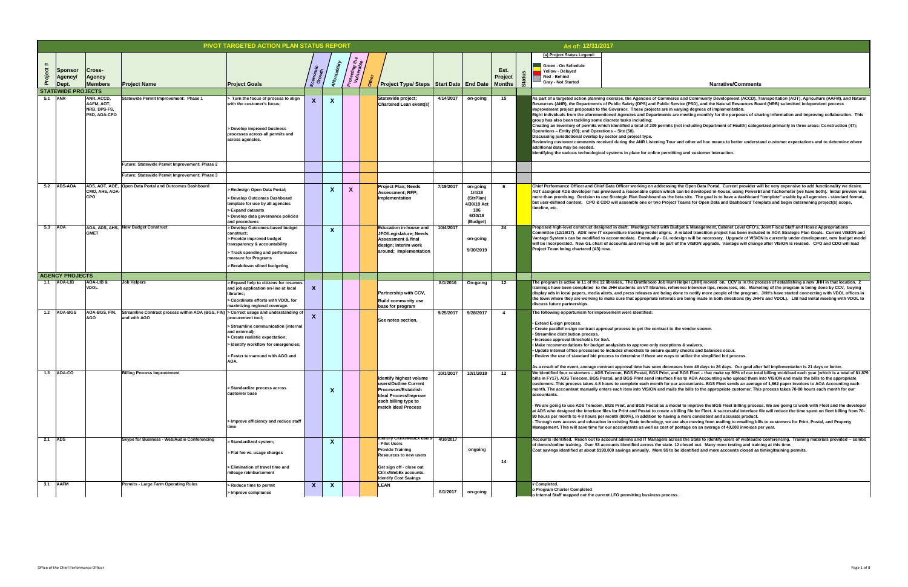# PIVOT TARGETED ACTION PLAN STATUS REPORT

**As of: 12/31/2017**

(a) Project Status Legend:
- Green - On Schedule
- Yellow - Delayed
- Red - Behind
- Gray - Not Started

| Project # | Sponsor Agency/ Dept. | Cross-Agency Members | Project Name | Project Goals | Economic Growth | Affordability | Protecting the Vulnerable | Other | Project Type/ Steps | Start Date | End Date | Est. Project Months | Status | Narrative/Comments |
|---|---|---|---|---|---|---|---|---|---|---|---|---|---|---|
| **STATEWIDE PROJECTS** | | | | | | | | | | | | | | |
| S.1 | ANR | ANR, ACCD, AAFM, AOT, NRB, DPS-FS, PSD, AOA-CPO | Statewide Permit Improvement: Phase 1 | > Turn the focus of process to align with the customer's focus; > Develop improved business processes across all permits and across agencies. | X | X | | | Statewide project; Chartered Lean event(s) | 4/14/2017 | on-going | 15 | | As part of a targeted action planning exercise, the Agencies of Commerce and Community Development (ACCD), Transportation (AOT), Agriculture (AAFM), and Natural Resources (ANR), the Departments of Public Safety (DPS) and Public Service (PSD), and the Natural Resources Board (NRB) submitted independent process improvement project proposals to the Governor. These projects are in varying degrees of implementation. Eight individuals from the aforementioned Agencies and Departments are meeting monthly for the purposes of sharing information and improving collaboration. This group has also been tackling some discrete tasks including: Creating an inventory of permits which identified a total of 209 permits (not including Department of Health) categorized primarily in three areas: Construction (47); Operations – Entity (93); and Operations – Site (58). Discussing jurisdictional overlap by sector and project type. Reviewing customer comments received during the ANR Listening Tour and other ad hoc means to better understand customer expectations and to determine where additional data may be needed. Identifying the various technological systems in place for online permitting and customer interaction. |
| | | | Future: Statewide Permit Improvement: Phase 2 | | | | | | | | | | | |
| | | | Future: Statewide Permit Improvement: Phase 3 | | | | | | | | | | | |
| S.2 | ADS-AOA | ADS, AOT, AOE, CMO, AHS, AOA-CPO | Open Data Portal and Outcomes Dashboard | > Redesign Open Data Portal; > Develop Outcomes Dashboard template for use by all agencies > Expand datasets > Develop data governance policies and procedures | | X | X | | Project Plan; Needs Assessment; RFP; Implementation | 7/19/2017 | on-going 1/4/18 (StrPlan) 4/30/18 Act 186 6/30/18 (Budget) | 6 | | Chief Performance Officer and Chief Data Officer working on addressing the Open Data Portal. Current provider will be very expensive to add functionality we desire. AOT assigned ADS developer has previewed a reasonable option which can be developed in-house, using PowerBI and Tachometer (we have both). Initial preview was more than promising. Decision to use Strategic Plan Dashboard as the beta site. The goal is to have a dashboard "template" usable by all agencies - standard format, but user-defined content. CPO & CDO will assemble one or two Project Teams for Open Data and Dashboard Template and begin determining project(s) scope, timeline, etc. |
| S.3 | AOA | AOA, ADS, AHS, GMET | New Budget Construct | > Develop Outcomes-based budget construct; > Provide improved budget transparency & accountability > Track spending and performance measure for Programs > Breakdown siloed budgeting | | X | | | Education in-house and JFO/Legislature; Needs Assessment & final design; interim work around; Implementation | 10/4/2017 | on-going 9/30/2019 | 24 | | Proposed high-level construct designed in draft; Meetings held with Budget & Management, Cabinet Level CFO's, Joint Fiscal Staff and House Appropriations Committee (12/19/17). ADS' new IT expenditure tracking model aligns. A related transition project has been included in AOA Strategic Plan Goals. Current VISION and Vantage Systems can be modified to accommodate. Eventually - GL redesign will be necessary. Upgrade of VISION is currently under development, new budget model will be incorporated. New GL chart of accounts and roll-up will be part of the VISION upgrade. Vantage will change after VISION is revised. CPO and CDO will lead Project Team being chartered (A3) now. |
| **AGENCY PROJECTS** | | | | | | | | | | | | | | |
| 1.1 | AOA-LIB | AOA-LIB & VDOL | Job Helpers | > Expand help to citizens for resumes and job application on-line at local libraries; > Coordinate efforts with VDOL for maximizing regional coverage. | X | | | | Partnership with CCV, Build community use base for program | 8/1/2016 | On-going | 12 | | The program is active in 11 of the 12 libraries.. The Brattleboro Job Hunt Helper (JHH) moved on, CCV is in the process of establishing a new JHH in that location. 2 trainings have been completed to the JHH students on VT libraries, reference interview tips, resources, etc. Marketing of the program is being done by CCV, buying display ads in local papers, media alerts, and press releases are being done to notify more people of the program. JHH's have started connecting with VDOL offices in the town where they are working to make sure that appropriate referrals are being made in both directions (by JHH's and VDOL). LIB had initial meeting with VDOL to discuss future partnerships. |
| 1.2 | AOA-BGS | AOA-BGS, FIN, AGO | Streamline Contract process within AOA (BGS, FIN) and with AGO | > Correct usage and understanding of procurement tool; > Streamline communication (internal and external); > Create realistic expectation; > Identify workflow for emergencies; > Faster turnaround with AGO and AOA. | X | | | | See notes section. | 9/25/2017 | 9/28/2017 | 4 | | The following opportunism for improvement were identified: • Extend E-sign process. • Create parallel e-sign contract approval process to get the contract to the vendor sooner. • Streamline distribution process. • Increase approval thresholds for SoA. • Make recommendations for budget analysists to approve only exceptions & waivers. • Update internal office processes to include3 checklists to ensure quality checks and balances occur. • Review the use of standard bid process to determine if there are ways to utilize the simplified bid process. As a result of the event, average contract approval time has seen decreases from 46 days to 26 days. Our goal after full implementation is 21 days or better. |
| 1.3 | AOA-CO | | Billing Process Improvement | > Standardize process across customer base > Improve efficiency and reduce staff time | | X | | | Identify highest volume users/Outline Current Processes/Establish Ideal Process/Improve each billing type to match Ideal Process | 10/1/2017 | 10/1/2018 | 12 | | We identified four customers – ADS Telecom, BGS Postal, BGS Print, and BGS Fleet – that make up 90% of our total billing workload each year (which is a total of 81,879 bills in FY17). ADS Telecom, BGS Postal, and BGS Print send interface files to AOA Accounting who upload them into VISION and mails the bills to the appropriate customers. This process takes 4-8 hours to complete each month for our accountants. BGS Fleet sends an average of 1,662 paper invoices to AOA Accounting each month. The accountant manually enters each item into VISION and mails the bills to the appropriate customer. This process takes 70-80 hours each month for our accountants. - We are going to use ADS Telecom, BGS Print, and BGS Postal as a model to improve the BGS Fleet Billing process. We are going to work with Fleet and the developer at ADS who designed the interface files for Print and Postal to create a billing file for Fleet. A successful interface file will reduce the time spent on fleet billing from 70-80 hours per month to 4-8 hours per month (800%), in addition to having a more consistent and accurate product. - Through new access and education in existing State technology, we are also moving from mailing to emailing bills to customers for Print, Postal, and Property Management. This will save time for our accountants as well as cost of postage on an average of 40,000 invoices per year. |
| 2.1 | ADS | | Skype for Business - Web/Audio Conferencing | > Standardized system; > Flat fee vs. usage charges > Elimination of travel time and mileage reimbursement | | X | | | Identify Citrix/WebEx users - Pilot Users Provide Training Resources to new users Get sign off - close out Citrix/WebEx accounts. Identify Cost Savings | 4/10/2017 | ongoing | 14 | | Accounts identified. Reach out to account admins and IT Managers across the State to identify users of web/audio conferencing. Training materials provided -- combo of demos/online training. Over 53 accounts identified across the state. 12 closed out. Many more testing and training at this time. Cost savings identified at about $193,000 savings annually. More $$ to be identified and more accounts closed as timing/training permits. |
| 3.1 | AAFM | | Permits - Large Farm Operating Rules | > Reduce time to permit > Improve compliance | X | X | | | LEAN | 8/1/2017 | on-going | | | √ Completed. o Program Charter Completed o Internal Staff mapped out the current LFO permitting business process. |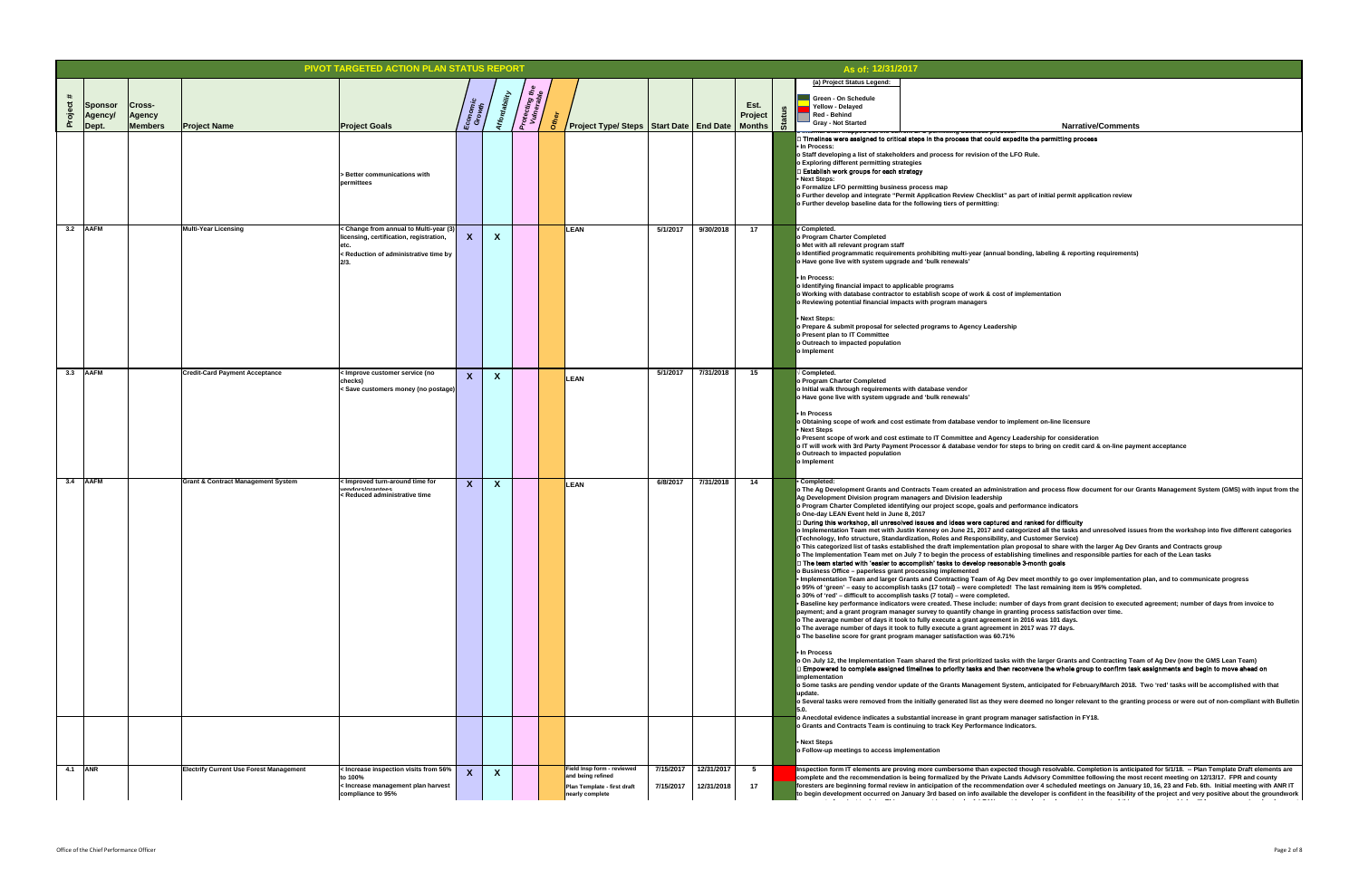# PIVOT TARGETED ACTION PLAN STATUS REPORT

**As of: 12/31/2017**

(a) Project Status Legend:
- Green - On Schedule
- Yellow - Delayed
- Red - Behind
- Gray - Not Started

| Project # | Sponsor Agency/ Dept. | Cross-Agency Members | Project Name | Project Goals | Economic Growth | Affordability | Protecting the Vulnerable | Other | Project Type/ Steps | Start Date | End Date | Est. Project Months | Status | Narrative/Comments |
|---|---|---|---|---|---|---|---|---|---|---|---|---|---|---|
| | | | | > Better communications with permittees | | | | | | | | | | □ Timelines were assigned to critical steps in the process that could expedite the permitting process<br>• In Process:<br>o Staff developing a list of stakeholders and process for revision of the LFO Rule.<br>o Exploring different permitting strategies<br>□ Establish work groups for each strategy<br>• Next Steps:<br>o Formalize LFO permitting business process map<br>o Further develop and integrate "Permit Application Review Checklist" as part of initial permit application review<br>o Further develop baseline data for the following tiers of permitting: |
| 3.2 | AAFM | | Multi-Year Licensing | < Change from annual to Multi-year (3) licensing, certification, registration, etc.<br>< Reduction of administrative time by 2/3. | X | X | | | LEAN | 5/1/2017 | 9/30/2018 | 17 | | √ Completed.<br>o Program Charter Completed<br>o Met with all relevant program staff<br>o Identified programmatic requirements prohibiting multi-year (annual bonding, labeling & reporting requirements)<br>o Have gone live with system upgrade and 'bulk renewals'<br>• In Process:<br>o Identifying financial impact to applicable programs<br>o Working with database contractor to establish scope of work & cost of implementation<br>o Reviewing potential financial impacts with program managers<br>• Next Steps:<br>o Prepare & submit proposal for selected programs to Agency Leadership<br>o Present plan to IT Committee<br>o Outreach to impacted population<br>o Implement |
| 3.3 | AAFM | | Credit-Card Payment Acceptance | < Improve customer service (no checks)<br>< Save customers money (no postage) | X | X | | | LEAN | 5/1/2017 | 7/31/2018 | 15 | | √ Completed.<br>o Program Charter Completed<br>o Initial walk through requirements with database vendor<br>o Have gone live with system upgrade and 'bulk renewals'<br>• In Process<br>o Obtaining scope of work and cost estimate from database vendor to implement on-line licensure<br>• Next Steps<br>o Present scope of work and cost estimate to IT Committee and Agency Leadership for consideration<br>o IT will work with 3rd Party Payment Processor & database vendor for steps to bring on credit card & on-line payment acceptance<br>o Outreach to impacted population<br>o Implement |
| 3.4 | AAFM | | Grant & Contract Management System | < Improved turn-around time for vendors/grantees<br>< Reduced administrative time | X | X | | | LEAN | 6/8/2017 | 7/31/2018 | 14 | | • Completed:<br>o The Ag Development Grants and Contracts Team created an administration and process flow document for our Grants Management System (GMS) with input from the Ag Development Division program managers and Division leadership<br>o Program Charter Completed identifying our project scope, goals and performance indicators<br>o One-day LEAN Event held in June 8, 2017<br>□ During this workshop, all unresolved issues and ideas were captured and ranked for difficulty<br>o Implementation Team met with Justin Kenney on June 21, 2017 and categorized all the tasks and unresolved issues from the workshop into five different categories (Technology, Info structure, Standardization, Roles and Responsibility, and Customer Service)<br>o This categorized list of tasks established the draft implementation plan proposal to share with the larger Ag Dev Grants and Contracts group<br>o The Implementation Team met on July 7 to begin the process of establishing timelines and responsible parties for each of the Lean tasks<br>□ The team started with 'easier to accomplish' tasks to develop reasonable 3-month goals<br>o Business Office – paperless grant processing implemented<br>• Implementation Team and larger Grants and Contracting Team of Ag Dev meet monthly to go over implementation plan, and to communicate progress<br>o 95% of 'green' – easy to accomplish tasks (17 total) – were completed! The last remaining item is 95% completed.<br>o 30% of 'red' – difficult to accomplish tasks (7 total) – were completed.<br>• Baseline key performance indicators were created. These include: number of days from grant decision to executed agreement; number of days from invoice to payment; and a grant program manager survey to quantify change in granting process satisfaction over time.<br>o The average number of days it took to fully execute a grant agreement in 2016 was 101 days.<br>o The average number of days it took to fully execute a grant agreement in 2017 was 77 days.<br>o The baseline score for grant program manager satisfaction was 60.71%<br>• In Process<br>o On July 12, the Implementation Team shared the first prioritized tasks with the larger Grants and Contracting Team of Ag Dev (now the GMS Lean Team)<br>□ Empowered to complete assigned timelines to priority tasks and then reconvene the whole group to confirm task assignments and begin to move ahead on implementation<br>o Some tasks are pending vendor update of the Grants Management System, anticipated for February/March 2018. Two 'red' tasks will be accomplished with that update.<br>o Several tasks were removed from the initially generated list as they were deemed no longer relevant to the granting process or were out of non-compliant with Bulletin 5.0.<br>o Anecdotal evidence indicates a substantial increase in grant program manager satisfaction in FY18.<br>o Grants and Contracts Team is continuing to track Key Performance Indicators.<br>• Next Steps<br>o Follow-up meetings to access implementation |
| 4.1 | ANR | | Electrify Current Use Forest Management | < Increase inspection visits from 56% to 100%<br>< Increase management plan harvest compliance to 95% | X | X | | | Field Insp form - reviewed and being refined<br>Plan Template - first draft nearly complete | 7/15/2017<br>7/15/2017 | 12/31/2017<br>12/31/2018 | 5<br>17 | | Inspection form IT elements are proving more cumbersome than expected though resolvable. Completion is anticipated for 5/1/18. -- Plan Template Draft elements are complete and the recommendation is being formalized by the Private Lands Advisory Committee following the most recent meeting on 12/13/17. FPR and county foresters are beginning formal review in anticipation of the recommendation over 4 scheduled meetings on January 10, 16, 23 and Feb. 6th. Initial meeting with ANR IT to begin development occurred on January 3rd based on info available the developer is confident in the feasibility of the project and very positive about the groundwork |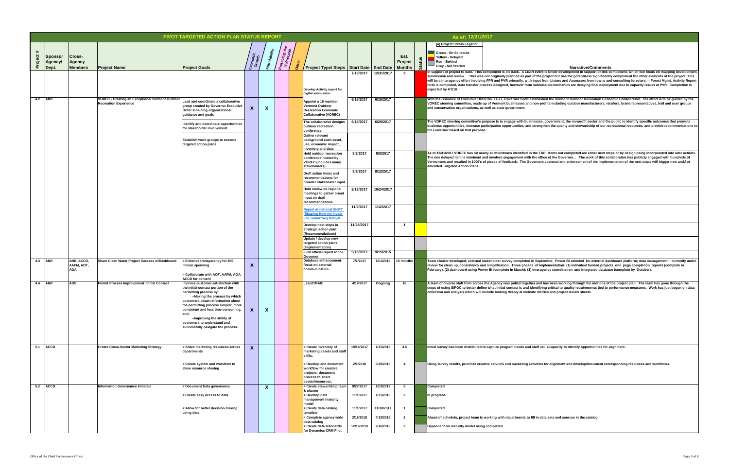# PIVOT TARGETED ACTION PLAN STATUS REPORT

As of: 12/31/2017

(a) Project Status Legend:
- Green - On Schedule
- Yellow - Delayed
- Red - Behind
- Gray - Not Started

| Project # | Sponsor Agency/ Dept. | Cross-Agency Members | Project Name | Project Goals | Economic Growth | Affordability | Protecting the Vulnerable | Other | Project Type/ Steps | Start Date | End Date | Est. Project Months | Status | Narrative/Comments |
|---|---|---|---|---|---|---|---|---|---|---|---|---|---|---|
| | | | | | | | | | Develop Activity report for digital submission | 7/15/2017 | 12/31/2017 | 5 | Red | In support of project to date. This component is on track. A LEAN event is under development in support of this component, which will focus on mapping development, submission and review. This was not originally planned as part of the project but has the potential to significantly compliment the other elements of the project. This will be a interagency effort involving FPR and PVR primarily, with input from Listers and Assessors from towns and consulting foresters. -- Forest Mgmt. Activity Report form is completed, data transfer process designed, however form submission mechanics are delaying final deployment due to capacity issues at PVR. Completion is expected by 4/1/18. |
| 4.2 | ANR | | VOREC - Creating an Exceptional Vermont Outdoor Recreation Experience | Lead and coordinate a collaborative group created by Governor Executive Order including organizational guidance and goals | X | X | | | Appoint a 15 member Vermont Outdoor Recreation Economic Collaborative (VOREC) | 6/15/2017 | 6/15/2017 | | Green | With the issuance of Executive Order No. 11-17, Governor Scott established the Vermont Outdoor Recreation Economic Collaborative. The effort is to be guided by the VOREC steering committee, made up of Vermont businesses and non-profits including outdoor manufacturers, retailers, brand representatives, trail and user groups and conservation organizations, as well as state government. |
| | | | | Identify and coordinate opportunities for stakeholder involvement | | | | | The collaborative designs outdoor recreation conference | 6/15/2017 | 6/20/2017 | | Green | The VOREC steering committee's purpose is to engage with businesses, government, the nonprofit sector and the public to identify specific outcomes that promote business opportunities, increase participation opportunities, and strengthen the quality and stewardship of our recreational resources, and provide recommendations to the Governor based on that purpose. |
| | | | | Establish work groups to execute targeted action plans | | | | | Gather relevant background such asset, use, economic impact, inventory and data | | | | Gray | |
| | | | | | | | | | Hold outdoor recreation conference hosted by VOREC (includes many stakeholders) | 8/2/2017 | 8/3/2017 | | Green | As of 12/31/2017 VOREC has hit nearly all milestones identified in the TAP. Items not completed are either next steps or by design being incorporated into later actions. The one delayed item is imminent and involves engagement with the office of the Governor. . The work of this collaborative has publicly engaged with hundreds of Vermonters and resulted in 1000's of pieces of feedback. The Governors approval and endorsement of the implementation of the next steps will trigger new and./ or amended Targeted Action Plans. |
| | | | | | | | | | Draft action items and recommendations for broader stakeholder input | 8/3/2017 | 9/12/2017 | | Green | |
| | | | | | | | | | Hold statewide regional meetings to gather broad input on draft recommendations | 9/12/2017 | 10/24/2017 | | Green | |
| | | | | | | | | | Report at national SHIFT (Shaping How we Invest For Tomorrow) festival | 11/2/2017 | 11/2/2017 | | Green | |
| | | | | | | | | | Develop next steps in strategic action plan (Recommendations) | 11/28/2017 | | 1 | Yellow | |
| | | | | | | | | | Update / develop new targeted action plans (implementation) | | | | Gray | |
| | | | | | | | | | First official report to the Governor | 9/15/2017 | 9/15/2015 | | Green | |
| 4.3 | ANR | ANR, ACCD, AAFM, AOT, AOA | Share Clean Water Project Success w/Dashboard | < Enhance transparency for $50 million spending<br>< Collaborate with AOT, AAFM, AOA, ACCD for content | X | | | | Database enhancement: focus on external communication | 7/1/2017 | 10/1/2018 | 15 months | Green | Team charter developed; external stakeholder survey completed in September. Power BI selected for external dashboard platform; data management - currently under review for clean up, consistency and simplification. Three phases of implementation: (1) individual funded projects one page completion reports (complete in February), (2) dashboard using Power BI (complete in March); (3) interagency coordination and integrated database (complete by October). |
| 4.4 | ANR | ADS | Permit Process Improvement: Initial Contact | Improve customer satisfaction with the initial contact portion of the permitting process by:<br>--Making the process by which customers obtain information about the permitting process simpler, more consistent and less time consuming, and;<br>--Improving the ability of customers to understand and successfully navigate the process. | X | X | | | Lean/DMAIC | 4/14/2017 | Ongoing | 16 | Green | A team of diverse staff from across the Agency was pulled together and has been working through the motions of the project plan. The team has gone through the steps of using SIPOC to better define what initial contact is and identifying critical to quality requirements tied to performance measures. Work has just begun on data collection and analysis which will include looking deeply at website metrics and project review sheets. |
| 5.1 | ACCD | | Create Cross-Sector Marketing Strategy | < Share marketing resources across departments | X | | | | < Create inventory of marketing assets and staff skills. | 10/16/2017 | 1/31/2018 | 3.5 | Green | Initial survey has been distributed to capture program needs and staff skills/capacity to identify opportunities for alignment. |
| | | | | < Create system and workflow to allow resource sharing | | | | | < Develop and document workflow for creative projects; document process to share assets/resources. | 2/1/2018 | 5/30/2018 | 4 | Gray | Using survey results, prioritize creative services and marketing activities for alignment and develop/document corresponding resources and workflows. |
| 5.2 | ACCD | | Information Governance Initiative | < Document Data governance | | X | | | < Create stewardship team & charter | 9/27/2017 | 10/3/2017 | 0 | Green | Completed |
| | | | | < Create easy access to data | | | | | < Develop data management maturity model | 11/1/2017 | 1/31/2018 | 3 | Green | In progress |
| | | | | < Allow for better decision making using data | | | | | < Create data catalog template | 11/1/2017 | 11/30/2017 | 1 | Green | Completed |
| | | | | | | | | | < Complete agency-wide data catalog | 2/16/2018 | 4/13/2018 | 2 | Green | Ahead of schedule, project team is working with departments to fill in data sets and sources in the catalog. |
| | | | | | | | | | < Create data standards for Dynamics CRM Pilot | 12/16/2018 | 2/16/2018 | 2 | Gray | Dependent on maturity model being completed. |

Office of the Chief Performance Officer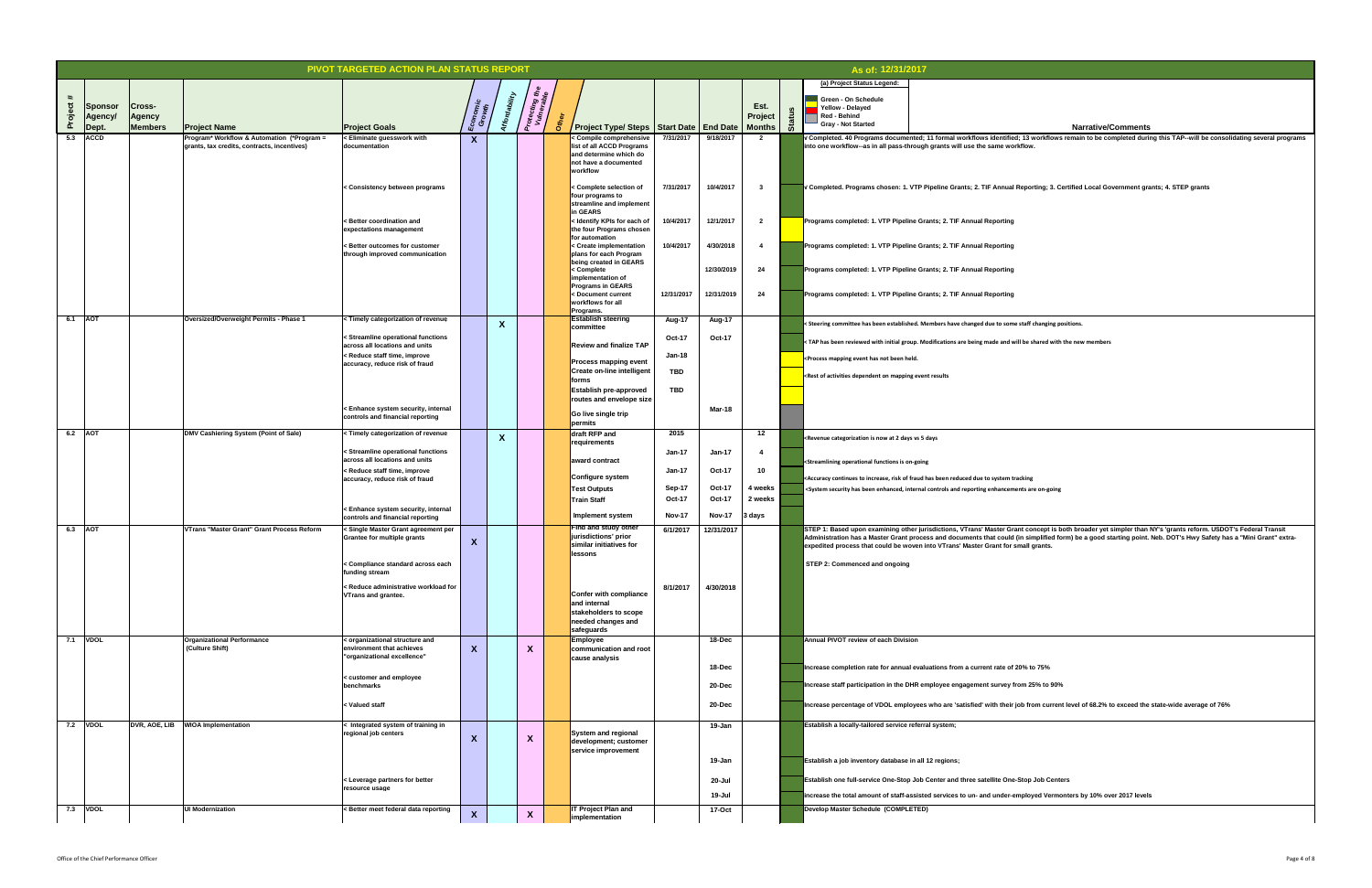# PIVOT TARGETED ACTION PLAN STATUS REPORT

As of: 12/31/2017

(a) Project Status Legend:
- Green - On Schedule
- Yellow - Delayed
- Red - Behind
- Gray - Not Started

| Project # | Sponsor Agency/ Dept. | Cross-Agency Members | Project Name | Project Goals | Economic Growth | Affordability | Protecting the Vulnerable | Other | Project Type/ Steps | Start Date | End Date | Est. Project Months | Status | Narrative/Comments |
|---|---|---|---|---|---|---|---|---|---|---|---|---|---|---|
| 5.3 | ACCD | | Program* Workflow & Automation (*Program = grants, tax credits, contracts, incentives) | < Eliminate guesswork with documentation | X | | | | < Compile comprehensive list of all ACCD Programs and determine which do not have a documented workflow | 7/31/2017 | 9/18/2017 | 2 | Green | √ Completed. 40 Programs documented; 11 formal workflows identified; 13 workflows remain to be completed during this TAP--will be consolidating several programs into one workflow--as in all pass-through grants will use the same workflow. |
| | | | | < Consistency between programs | | | | | < Complete selection of four programs to streamline and implement in GEARS | 7/31/2017 | 10/4/2017 | 3 | Green | √ Completed. Programs chosen: 1. VTP Pipeline Grants; 2. TIF Annual Reporting; 3. Certified Local Government grants; 4. STEP grants |
| | | | | < Better coordination and expectations management | | | | | < Identify KPIs for each of the four Programs chosen for automation | 10/4/2017 | 12/1/2017 | 2 | Yellow | Programs completed: 1. VTP Pipeline Grants; 2. TIF Annual Reporting |
| | | | | < Better outcomes for customer through improved communication | | | | | < Create implementation plans for each Program being created in GEARS | 10/4/2017 | 4/30/2018 | 4 | Green | Programs completed: 1. VTP Pipeline Grants; 2. TIF Annual Reporting |
| | | | | | | | | | < Complete implementation of Programs in GEARS | | 12/30/2019 | 24 | Green | Programs completed: 1. VTP Pipeline Grants; 2. TIF Annual Reporting |
| | | | | | | | | | < Document current workflows for all Programs. | 12/31/2017 | 12/31/2019 | 24 | Green | Programs completed: 1. VTP Pipeline Grants; 2. TIF Annual Reporting |
| 6.1 | AOT | | Oversized/Overweight Permits - Phase 1 | < Timely categorization of revenue | | X | | | Establish steering committee | Aug-17 | Aug-17 | | Green | < Steering committee has been established. Members have changed due to some staff changing positions. |
| | | | | < Streamline operational functions across all locations and units | | | | | Review and finalize TAP | Oct-17 | Oct-17 | | Green | < TAP has been reviewed with initial group. Modifications are being made and will be shared with the new members |
| | | | | < Reduce staff time, improve accuracy, reduce risk of fraud | | | | | Process mapping event | Jan-18 | | | Yellow | <Process mapping event has not been held. |
| | | | | | | | | | Create on-line intelligent forms | TBD | | | Yellow | <Rest of activities dependent on mapping event results |
| | | | | | | | | | Establish pre-approved routes and envelope size | TBD | | | Gray | |
| | | | | < Enhance system security, internal controls and financial reporting | | | | | Go live single trip permits | | Mar-18 | | Gray | |
| 6.2 | AOT | | DMV Cashiering System (Point of Sale) | < Timely categorization of revenue | | X | | | draft RFP and requirements | 2015 | | 12 | Green | <Revenue categorization is now at 2 days vs 5 days |
| | | | | < Streamline operational functions across all locations and units | | | | | award contract | Jan-17 | Jan-17 | 4 | Green | <Streamlining operational functions is on-going |
| | | | | < Reduce staff time, improve accuracy, reduce risk of fraud | | | | | Configure system | Jan-17 | Oct-17 | 10 | Green | <Accuracy continues to increase, risk of fraud has been reduced due to system tracking |
| | | | | | | | | | Test Outputs | Sep-17 | Oct-17 | 4 weeks | Green | <System security has been enhanced, internal controls and reporting enhancements are on-going |
| | | | | | | | | | Train Staff | Oct-17 | Oct-17 | 2 weeks | Green | |
| | | | | < Enhance system security, internal controls and financial reporting | | | | | Implement system | Nov-17 | Nov-17 | 3 days | Green | |
| 6.3 | AOT | | VTrans "Master Grant" Grant Process Reform | < Single Master Grant agreement per Grantee for multiple grants | X | | | | Find and study other jurisdictions' prior similar initiatives for lessons | 6/1/2017 | 12/31/2017 | | Green | STEP 1: Based upon examining other jurisdictions, VTrans' Master Grant concept is both broader yet simpler than NY's 'grants reform. USDOT's Federal Transit Administration has a Master Grant process and documents that could (in simplified form) be a good starting point. Neb. DOT's Hwy Safety has a "Mini Grant" extra-expedited process that could be woven into VTrans' Master Grant for small grants. |
| | | | | < Compliance standard across each funding stream | | | | | | | | | | STEP 2: Commenced and ongoing |
| | | | | < Reduce administrative workload for VTrans and grantee. | | | | | Confer with compliance and internal stakeholders to scope needed changes and safeguards | 8/1/2017 | 4/30/2018 | | Green | |
| 7.1 | VDOL | | Organizational Performance (Culture Shift) | < organizational structure and environment that achieves "organizational excellence" | X | | X | | Employee communication and root cause analysis | | 18-Dec | | Green | Annual PIVOT review of each Division |
| | | | | | | | | | | | 18-Dec | | Green | Increase completion rate for annual evaluations from a current rate of 20% to 75% |
| | | | | < customer and employee benchmarks | | | | | | | 20-Dec | | Green | Increase staff participation in the DHR employee engagement survey from 25% to 90% |
| | | | | < Valued staff | | | | | | | 20-Dec | | Green | Increase percentage of VDOL employees who are 'satisfied' with their job from current level of 68.2% to exceed the state-wide average of 76% |
| 7.2 | VDOL | DVR, AOE, LIB | WIOA Implementation | < Integrated system of training in regional job centers | X | | X | | System and regional development; customer service improvement | | 19-Jan | | Green | Establish a locally-tailored service referral system; |
| | | | | | | | | | | | 19-Jan | | Green | Establish a job inventory database in all 12 regions; |
| | | | | < Leverage partners for better resource usage | | | | | | | 20-Jul | | Green | Establish one full-service One-Stop Job Center and three satellite One-Stop Job Centers |
| | | | | | | | | | | | 19-Jul | | Green | increase the total amount of staff-assisted services to un- and under-employed Vermonters by 10% over 2017 levels |
| 7.3 | VDOL | | UI Modernization | < Better meet federal data reporting | X | | X | | IT Project Plan and implementation | | 17-Oct | | Green | Develop Master Schedule (COMPLETED) |

Office of the Chief Performance Officer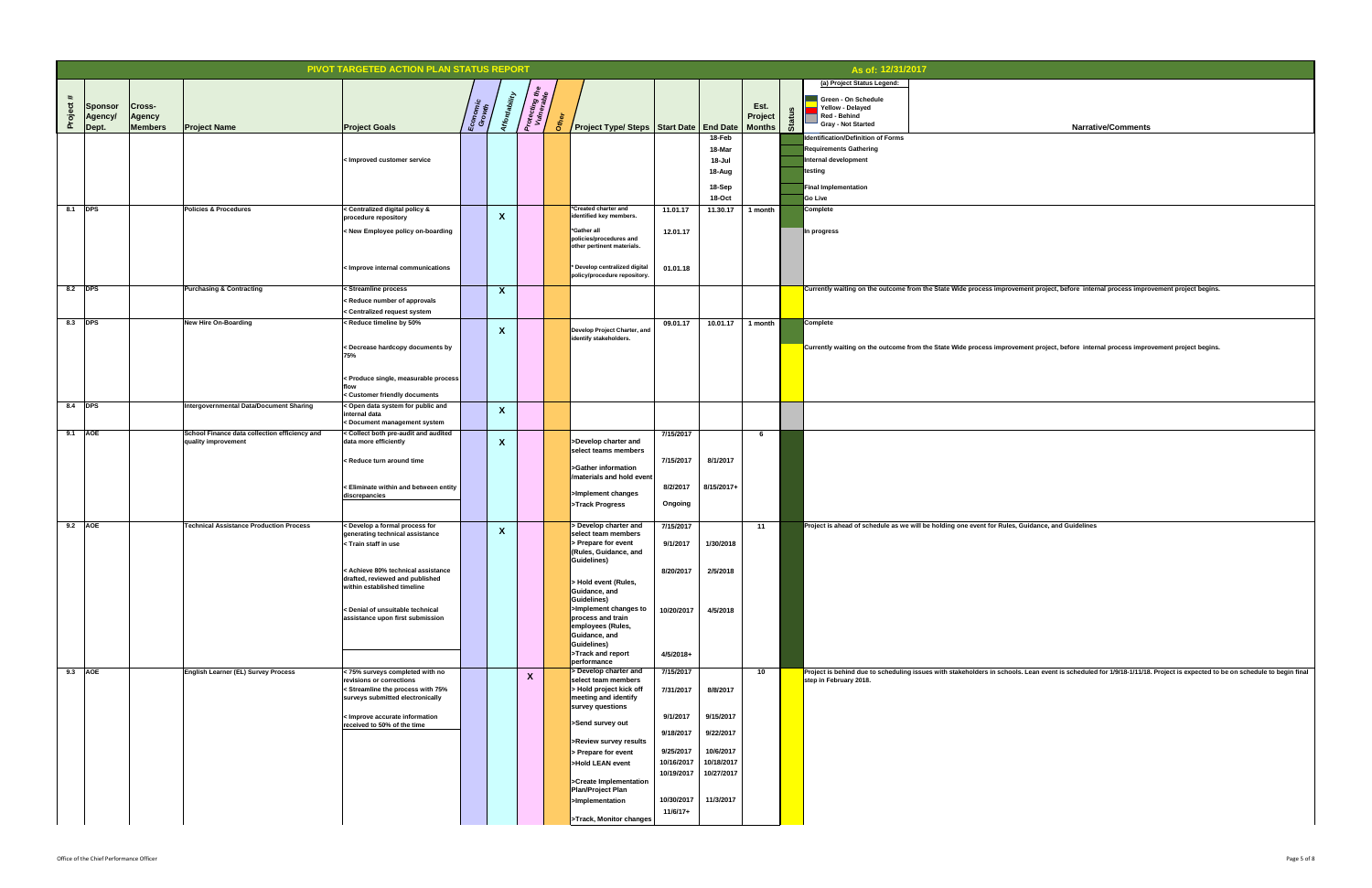# PIVOT TARGETED ACTION PLAN STATUS REPORT

As of: 12/31/2017

(a) Project Status Legend:
- Green - On Schedule
- Yellow - Delayed
- Red - Behind
- Gray - Not Started

| Project # | Sponsor Agency/ Dept. | Cross-Agency Members | Project Name | Project Goals | Economic Growth | Affordability | Protecting the Vulnerable | Other | Project Type/ Steps | Start Date | End Date | Est. Project Months | Status | Narrative/Comments |
|---|---|---|---|---|---|---|---|---|---|---|---|---|---|---|
| | | | | < Improved customer service | | | | | | | 18-Feb | | Green | Identification/Definition of Forms |
| | | | | | | | | | | | 18-Mar | | Green | Requirements Gathering |
| | | | | | | | | | | | 18-Jul | | Green | Internal development |
| | | | | | | | | | | | 18-Aug | | Green | testing |
| | | | | | | | | | | | 18-Sep | | Green | Final Implementation |
| | | | | | | | | | | | 18-Oct | | Green | Go Live |
| 8.1 | DPS | | Policies & Procedures | < Centralized digital policy & procedure repository | | X | | | *Created charter and identified key members. | 11.01.17 | 11.30.17 | 1 month | Green | Complete |
| | | | | < New Employee policy on-boarding | | | | | *Gather all policies/procedures and other pertinent materials. | 12.01.17 | | | Gray | In progress |
| | | | | < Improve internal communications | | | | | * Develop centralized digital policy/procedure repository. | 01.01.18 | | | Gray | |
| 8.2 | DPS | | Purchasing & Contracting | < Streamline process<br>< Reduce number of approvals<br>< Centralized request system | | X | | | | | | | Yellow | Currently waiting on the outcome from the State Wide process improvement project, before internal process improvement project begins. |
| 8.3 | DPS | | New Hire On-Boarding | < Reduce timeline by 50% | | X | | | Develop Project Charter, and identify stakeholders. | 09.01.17 | 10.01.17 | 1 month | Green | Complete |
| | | | | < Decrease hardcopy documents by 75%<br>< Produce single, measurable process flow<br>< Customer friendly documents | | | | | | | | | Yellow | Currently waiting on the outcome from the State Wide process improvement project, before internal process improvement project begins. |
| 8.4 | DPS | | Intergovernmental Data/Document Sharing | < Open data system for public and internal data<br>< Document management system | | X | | | | | | | Gray | |
| 9.1 | AOE | | School Finance data collection efficiency and quality improvement | < Collect both pre-audit and audited data more efficiently | | X | | | >Develop charter and select teams members | 7/15/2017 | | 6 | Green | |
| | | | | < Reduce turn around time | | | | | >Gather information /materials and hold event | 7/15/2017 | 8/1/2017 | | Green | |
| | | | | < Eliminate within and between entity discrepancies | | | | | >Implement changes | 8/2/2017 | 8/15/2017+ | | Green | |
| | | | | | | | | | >Track Progress | Ongoing | | | Green | |
| 9.2 | AOE | | Technical Assistance Production Process | < Develop a formal process for generating technical assistance | | X | | | > Develop charter and select team members | 7/15/2017 | | 11 | Green | Project is ahead of schedule as we will be holding one event for Rules, Guidance, and Guidelines |
| | | | | < Train staff in use | | | | | > Prepare for event (Rules, Guidance, and Guidelines) | 9/1/2017 | 1/30/2018 | | Green | |
| | | | | < Achieve 80% technical assistance drafted, reviewed and published within established timeline | | | | | > Hold event (Rules, Guidance, and Guidelines) | 8/20/2017 | 2/5/2018 | | Green | |
| | | | | < Denial of unsuitable technical assistance upon first submission | | | | | >Implement changes to process and train employees (Rules, Guidance, and Guidelines) | 10/20/2017 | 4/5/2018 | | Green | |
| | | | | | | | | | >Track and report performance | 4/5/2018+ | | | Green | |
| 9.3 | AOE | | English Learner (EL) Survey Process | < 75% surveys completed with no revisions or corrections | | | X | | > Develop charter and select team members | 7/15/2017 | | 10 | Yellow | Project is behind due to scheduling issues with stakeholders in schools. Lean event is scheduled for 1/9/18-1/11/18. Project is expected to be on schedule to begin final step in February 2018. |
| | | | | < Streamline the process with 75% surveys submitted electronically | | | | | > Hold project kick off meeting and identify survey questions | 7/31/2017 | 8/8/2017 | | Yellow | |
| | | | | < Improve accurate information received to 50% of the time | | | | | >Send survey out | 9/1/2017 | 9/15/2017 | | Yellow | |
| | | | | | | | | | >Review survey results | 9/18/2017 | 9/22/2017 | | Yellow | |
| | | | | | | | | | > Prepare for event | 9/25/2017 | 10/6/2017 | | Yellow | |
| | | | | | | | | | >Hold LEAN event | 10/16/2017 | 10/18/2017 | | Yellow | |
| | | | | | | | | | >Create Implementation Plan/Project Plan | 10/19/2017 | 10/27/2017 | | Yellow | |
| | | | | | | | | | >Implementation | 10/30/2017 | 11/3/2017 | | Yellow | |
| | | | | | | | | | >Track, Monitor changes | 11/6/17+ | | | Yellow | |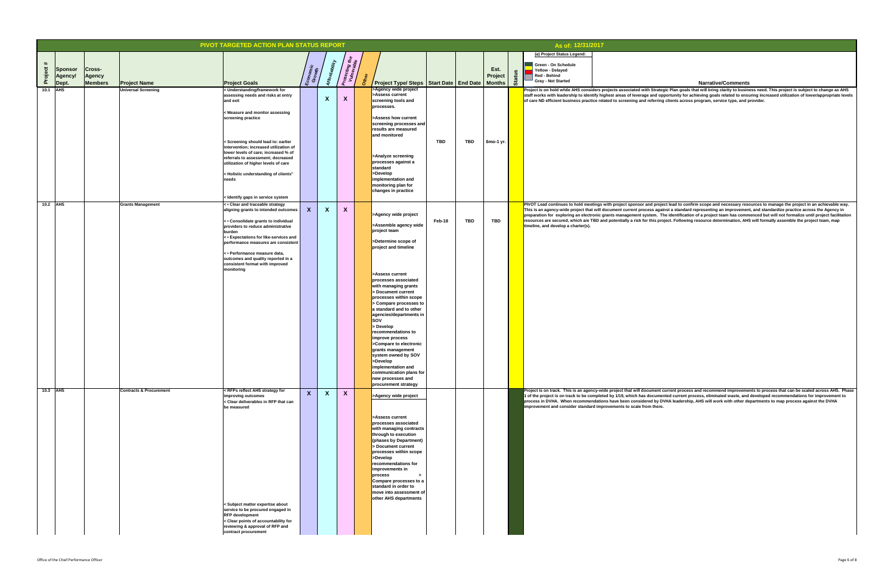# PIVOT TARGETED ACTION PLAN STATUS REPORT

**As of: 12/31/2017**

(a) Project Status Legend:
- Green - On Schedule
- Yellow - Delayed
- Red - Behind
- Gray - Not Started

| Project # | Sponsor Agency/ Dept. | Cross-Agency Members | Project Name | Project Goals | Economic Growth | Affordability | Protecting the Vulnerable | Other | Project Type/ Steps | Start Date | End Date | Est. Project Months | Status | Narrative/Comments |
|---|---|---|---|---|---|---|---|---|---|---|---|---|---|---|
| 10.1 | AHS | | Universal Screening | < Understanding/framework for assessing needs and risks at entry and exit<br>< Measure and monitor assessing screening practice<br>< Screening should lead to: earlier intervention; increased utilization of lower levels of care; increased % of referrals to assessment; decreased utilization of higher levels of care<br>< Holistic understanding of clients" needs<br>< Identify gaps in service system | | X | X | | >Agency wide project<br>>Assess current screening tools and processes.<br>>Assess how current screening processes and results are measured and monitored<br>>Analyze screening processes against a standard<br>>Develop implementation and monitoring plan for changes in practice | TBD | TBD | 6mo-1 yr. | Yellow | Project is on hold while AHS considers projects associated with Strategic Plan goals that will bring clarity to business need. This project is subject to change as AHS staff works with leadership to identify highest areas of leverage and opportunity for achieving goals related to ensuring increased utilization of lower/appropriate levels of care ND efficient business practice related to screening and referring clients across program, service type, and provider. |
| 10.2 | AHS | | Grants Management | < • Clear and traceable strategy aligning grants to intended outcomes<br>< • Consolidate grants to individual providers to reduce administrative burden<br>< • Expectations for like-services and performance measures are consistent<br>< • Performance measure data, outcomes and quality reported in a consistent format with improved monitoring | X | X | X | | >Agency wide project<br>>Assemble agency wide project team<br>>Determine scope of project and timeline<br>>Assess current processes associated with managing grants<br>> Document current processes within scope<br>> Compare processes to a standard and to other agencies/departments in SOV<br>> Develop recommendations to improve process<br>>Compare to electronic grants management system owned by SOV<br>>Develop implementation and communication plans for new processes and procurement strategy | Feb-18 | TBD | TBD | Yellow | PIVOT Lead continues to hold meetings with project sponsor and project lead to confirm scope and necessary resources to manage the project in an achievable way. This is an agency-wide project that will document current process against a standard representing an improvement, and standardize practice across the Agency in preparation for exploring an electronic grants management system. The identification of a project team has commenced but will not formalize until project facilitation resources are secured, which are TBD and potentially a risk for this project. Following resource determination, AHS will formally assemble the project team, map timeline, and develop a charter(s). |
| 10.3 | AHS | | Contracts & Procurement | < RFPs reflect AHS strategy for improving outcomes<br>< Clear deliverables in RFP that can be measured<br>< Subject matter expertise about service to be procured engaged in RFP development<br>< Clear points of accountability for reviewing & approval of RFP and contract procurement | X | X | X | | >Agency wide project<br>>Assess current processes associated with managing contracts through to execution (phases by Department)<br>> Document current processes within scope<br>>Develop recommendations for improvements in process ><br>Compare processes to a standard in order to move into assessment of other AHS departments | | | | Green | Project is on track. This is an agency-wide project that will document current process and recommend improvements to process that can be scaled across AHS. Phase 1 of the project is on track to be completed by 1/19, which has documented current process, eliminated waste, and developed recommendations for improvement to process in DVHA. When recommendations have been considered by DVHA leadership, AHS will work with other departments to map process against the DVHA improvement and consider standard improvements to scale from there. |

Office of the Chief Performance Officer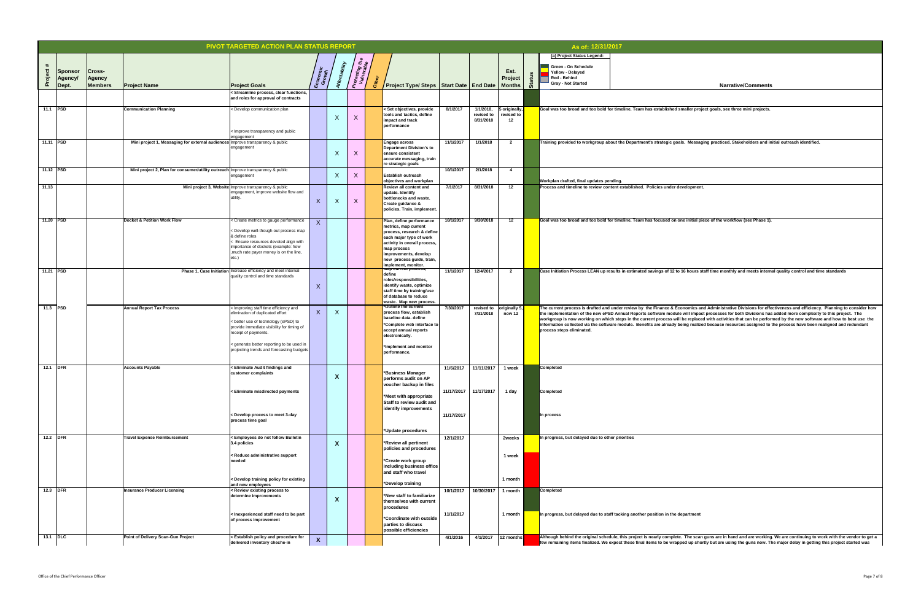# PIVOT TARGETED ACTION PLAN STATUS REPORT

**As of: 12/31/2017**

(a) Project Status Legend:
- Green - On Schedule
- Yellow - Delayed
- Red - Behind
- Gray - Not Started

| Project # | Sponsor Agency/ Dept. | Cross-Agency Members | Project Name | Project Goals | Economic Growth | Affordability | Protecting the Vulnerable | Other | Project Type/ Steps | Start Date | End Date | Est. Project Months | Status | Narrative/Comments |
|---|---|---|---|---|---|---|---|---|---|---|---|---|---|---|
| | | | | < Streamline process, clear functions, and roles for approval of contracts | | | | | | | | | | |
| 11.1 | PSD | | Communication Planning | < Develop communication plan<br>< Improve transparency and public engagement | | X | X | | < Set objectives, provide tools and tactics, define impact and track performance | 8/1/2017 | 1/1/2018, revised to 8/31/2018 | 5 originally, revised to 12 | Yellow | Goal was too broad and too bold for timeline. Team has established smaller project goals, see three mini projects. |
| 11.11 | PSD | | Mini project 1, Messaging for external audiences | Improve transparency & public engagement | | X | X | | Engage across Department Division's to ensure consistent accurate messaging, train re strategic goals | 11/1/2017 | 1/1/2018 | 2 | Green | Training provided to workgroup about the Department's strategic goals. Messaging practiced. Stakeholders and initial outreach identified. |
| 11.12 | PSD | | Mini project 2, Plan for consumer/utility outreach | Improve transparency & public engagement | | X | X | | Establish outreach objectives and workplan | 10/1/2017 | 2/1/2018 | 4 | Green | Workplan drafted, final updates pending. |
| 11.13 | | | Mini project 3, Website | Improve transparency & public engagement, improve website flow and utility. | X | X | X | | Review all content and update. Identify bottlenecks and waste. Create guidance & policies. Train, implement. | 7/1/2017 | 8/31/2018 | 12 | Green | Process and timeline to review content established. Policies under development. |
| 11.20 | PSD | | Docket & Petition Work Flow | < Create metrics to gauge performance<br>< Develop well-though out process map & define roles<br>< Ensure resources devoted align with importance of dockets (example: how ,much rate payer money is on the line, etc.) | X | | | | Plan, define performance metrics, map current process, research & define each major type of work activity in overall process, map process improvements, develop new process guide, train, implement, monitor. | 10/1/2017 | 9/30/2018 | 12 | Yellow | Goal was too broad and too bold for timeline. Team has focused on one initial piece of the workflow (see Phase 1). |
| 11.21 | PSD | | Phase 1, Case Initiation | Increase efficiency and meet internal quality control and time standards | X | | | | Map current process, define roles/responsibilities, identify waste, optimize staff time by training/use of database to reduce waste. Map new process. | 11/1/2017 | 12/4/2017 | 2 | Green | Case Initiation Process LEAN up results in estimated savings of 12 to 16 hours staff time monthly and meets internal quality control and time standards |
| 11.3 | PSD | | Annual Report Tax Process | < Improving staff time efficiency and elimination of duplicated effort<br>< better use of technology (ePSD) to provide immediate visibility for timing of receipt of payments.<br>< generate better reporting to be used in projecting trends and forecasting budgets | X | X | | | *Outline the current process flow, establish baseline data. define<br>*Complete web interface to accept annual reports electronically.<br>*Implement and monitor performance. | 7/30/2017 | revised to 7/31/2018 | originally 5, now 12 | Yellow | The current process is drafted and under review by the Finance & Economics and Administrative Divisions for effectiveness and efficiency. Planning to consider how the implementation of the new ePSD Annual Reports software module will impact processes for both Divisions has added more complexity to this project. The workgroup is now working on which steps in the current process will be replaced with activities that can be performed by the new software and how to best use the information collected via the software module. Benefits are already being realized because resources assigned to the process have been realigned and redundant process steps eliminated. |
| 12.1 | DFR | | Accounts Payable | < Eliminate Audit findings and customer complaints | | X | | | *Business Manager performs audit on AP voucher backup in files | 11/6/2017 | 11/11/2017 | 1 week | Green | Completed |
| | | | | < Eliminate misdirected payments | | | | | *Meet with appropriate Staff to review audit and identify improvements | 11/17/2017 | 11/17/2017 | 1 day | Green | Completed |
| | | | | < Develop process to meet 3-day process time goal | | | | | *Update procedures | 11/17/2017 | | | Green | In process |
| 12.2 | DFR | | Travel Expense Reimbursement | < Employees do not follow Bulletin 3.4 policies | | X | | | *Review all pertinent policies and procedures | 12/1/2017 | | 2weeks | Yellow | In progress, but delayed due to other priorities |
| | | | | < Reduce administrative support needed | | | | | *Create work group including business office and staff who travel | | | 1 week | Red | |
| | | | | < Develop training policy for existing and new employees | | | | | *Develop training | | | 1 month | Red | |
| 12.3 | DFR | | Insurance Producer Licensing | < Review existing process to determine improvements | | X | | | *New staff to familiarize themselves with current procedures | 10/1/2017 | 10/30/2017 | 1 month | Green | Completed |
| | | | | < Inexperienced staff need to be part of process improvement | | | | | *Coordinate with outside parties to discuss possible efficiencies | 11/1/2017 | | 1 month | Yellow | In progress, but delayed due to staff tacking another position in the department |
| 13.1 | DLC | | Point of Delivery Scan-Gun Project | < Establish policy and procedure for delivered inventory cheche-in | X | | | | | 4/1/2016 | 4/1/2017 | 12 months | Green | Although behind the original schedule, this project is nearly complete. The scan guns are in hand and are working. We are continuing to work with the vendor to get a few remaining items finalized. We expect these final items to be wrapped up shortly but are using the guns now. The major delay in getting this project started was |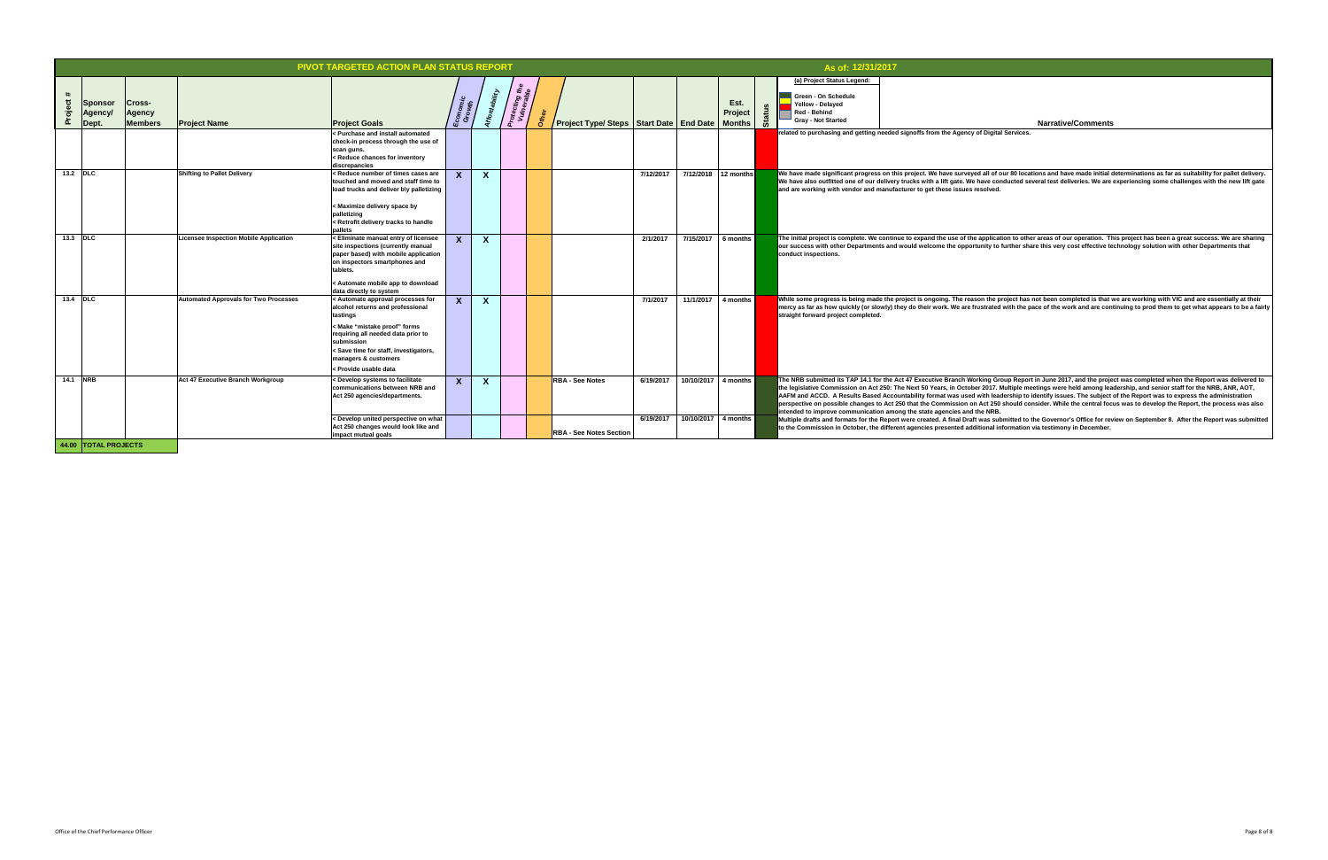# PIVOT TARGETED ACTION PLAN STATUS REPORT

As of: 12/31/2017

(a) Project Status Legend:
- Green - On Schedule
- Yellow - Delayed
- Red - Behind
- Gray - Not Started

| Project # | Sponsor Agency/ Dept. | Cross-Agency Members | Project Name | Project Goals | Economic Growth | Affordability | Protecting the Vulnerable | Other | Project Type/ Steps | Start Date | End Date | Est. Project Months | Status | Narrative/Comments |
|---|---|---|---|---|---|---|---|---|---|---|---|---|---|---|
| | | | | < Purchase and install automated check-in process through the use of scan guns.<br>< Reduce chances for inventory discrepancies | | | | | | | | | Red | related to purchasing and getting needed signoffs from the Agency of Digital Services. |
| 13.2 | DLC | | Shifting to Pallet Delivery | < Reduce number of times cases are touched and moved and staff time to load trucks and deliver bly palletizing<br>< Maximize delivery space by palletizing<br>< Retrofit delivery tracks to handle pallets | X | X | | | | 7/12/2017 | 7/12/2018 | 12 months | Green | We have made significant progress on this project. We have surveyed all of our 80 locations and have made initial determinations as far as suitability for pallet delivery. We have also outfitted one of our delivery trucks with a lift gate. We have conducted several test deliveries. We are experiencing some challenges with the new lift gate and are working with vendor and manufacturer to get these issues resolved. |
| 13.3 | DLC | | Licensee Inspection Mobile Application | < Eliminate manual entry of licensee site inspections (currently manual paper based) with mobile application on inspectors smartphones and tablets.<br>< Automate mobile app to download data directly to system | X | X | | | | 2/1/2017 | 7/15/2017 | 6 months | Green | The initial project is complete. We continue to expand the use of the application to other areas of our operation. This project has been a great success. We are sharing our success with other Departments and would welcome the opportunity to further share this very cost effective technology solution with other Departments that conduct inspections. |
| 13.4 | DLC | | Automated Approvals for Two Processes | < Automate approval processes for alcohol returns and professional tastings<br>< Make "mistake proof" forms requiring all needed data prior to submission<br>< Save time for staff, investigators, managers & customers<br>< Provide usable data | X | X | | | | 7/1/2017 | 11/1/2017 | 4 months | Red | While some progress is being made the project is ongoing. The reason the project has not been completed is that we are working with VIC and are essentially at their mercy as far as how quickly (or slowly) they do their work. We are frustrated with the pace of the work and are continuing to prod them to get what appears to be a fairly straight forward project completed. |
| 14.1 | NRB | | Act 47 Executive Branch Workgroup | < Develop systems to facilitate communications between NRB and Act 250 agencies/departments. | X | X | | | RBA - See Notes | 6/19/2017 | 10/10/2017 | 4 months | Gray | The NRB submitted its TAP 14.1 for the Act 47 Executive Branch Working Group Report in June 2017, and the project was completed when the Report was delivered to the legislative Commission on Act 250: The Next 50 Years, in October 2017. Multiple meetings were held among leadership, and senior staff for the NRB, ANR, AOT, AAFM and ACCD. A Results Based Accountability format was used with leadership to identify issues. The subject of the Report was to express the administration perspective on possible changes to Act 250 that the Commission on Act 250 should consider. While the central focus was to develop the Report, the process was also intended to improve communication among the state agencies and the NRB.<br>Multiple drafts and formats for the Report were created. A final Draft was submitted to the Governor's Office for review on September 8. After the Report was submitted to the Commission in October, the different agencies presented additional information via testimony in December. |
| | | | | < Develop united perspective on what Act 250 changes would look like and impact mutual goals | | | | | RBA - See Notes Section | 6/19/2017 | 10/10/2017 | 4 months | Gray | |
| 44.00 | TOTAL PROJECTS | | | | | | | | | | | | | |

Office of the Chief Performance Officer